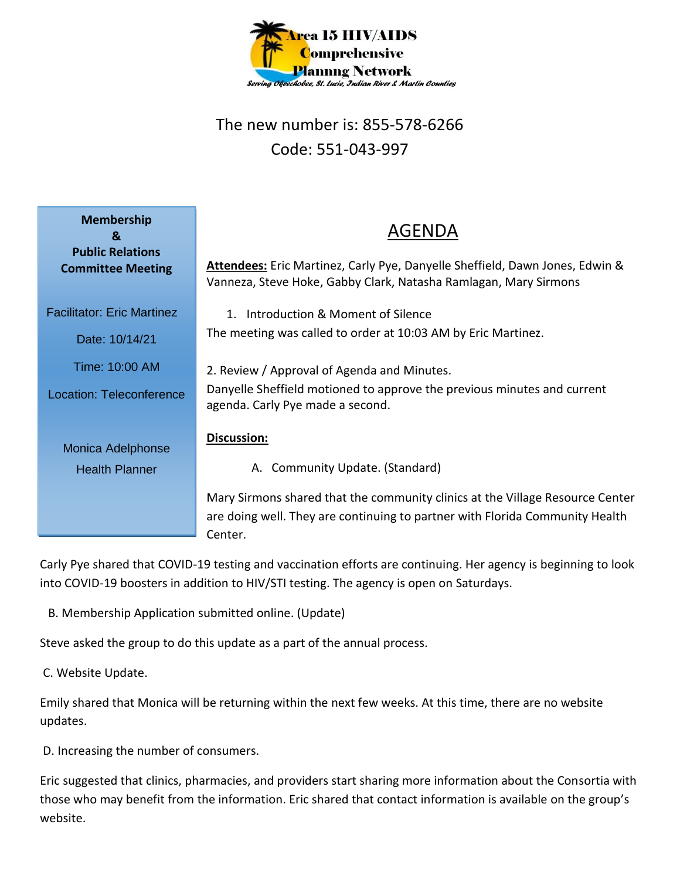Area 15 HIV/AIDS Comprehensive Planning Network

*Serving Okeechobee, St. Lucie, Indian River & Martin Counties*

The new number is: 855-578-6266
Code: 551-043-997

**Membership & Public Relations Committee Meeting**

Facilitator: Eric Martinez

Date: 10/14/21

Time: 10:00 AM

Location: Teleconference

Monica Adelphonse
Health Planner

# AGENDA

**Attendees:** Eric Martinez, Carly Pye, Danyelle Sheffield, Dawn Jones, Edwin & Vanneza, Steve Hoke, Gabby Clark, Natasha Ramlagan, Mary Sirmons

1. Introduction & Moment of Silence

The meeting was called to order at 10:03 AM by Eric Martinez.

2. Review / Approval of Agenda and Minutes.

Danyelle Sheffield motioned to approve the previous minutes and current agenda. Carly Pye made a second.

**Discussion:**

A. Community Update. (Standard)

Mary Sirmons shared that the community clinics at the Village Resource Center are doing well. They are continuing to partner with Florida Community Health Center.

Carly Pye shared that COVID-19 testing and vaccination efforts are continuing. Her agency is beginning to look into COVID-19 boosters in addition to HIV/STI testing. The agency is open on Saturdays.

B. Membership Application submitted online. (Update)

Steve asked the group to do this update as a part of the annual process.

C. Website Update.

Emily shared that Monica will be returning within the next few weeks. At this time, there are no website updates.

D. Increasing the number of consumers.

Eric suggested that clinics, pharmacies, and providers start sharing more information about the Consortia with those who may benefit from the information. Eric shared that contact information is available on the group's website.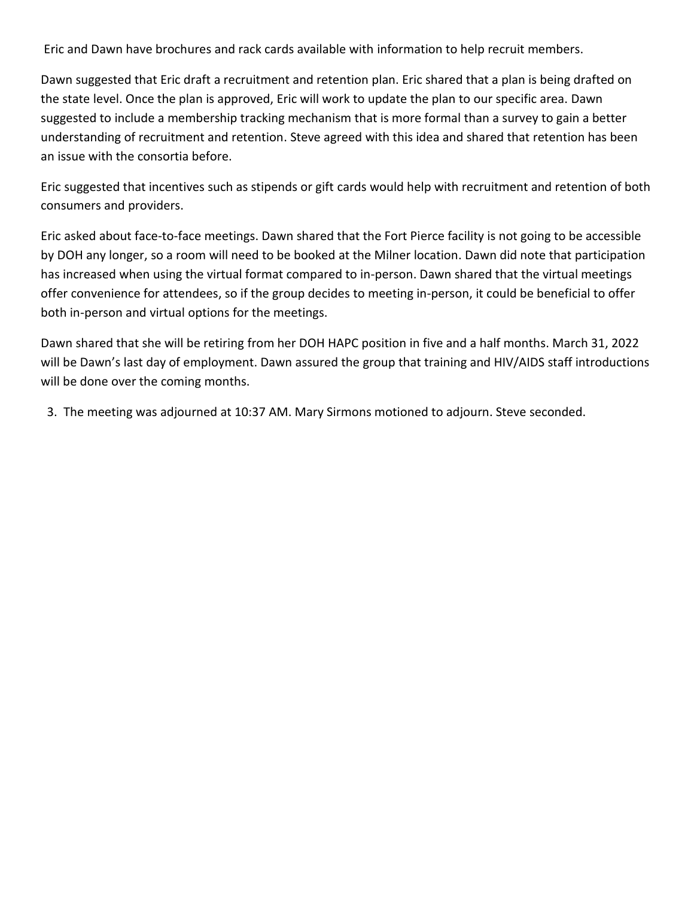Eric and Dawn have brochures and rack cards available with information to help recruit members.

Dawn suggested that Eric draft a recruitment and retention plan. Eric shared that a plan is being drafted on the state level. Once the plan is approved, Eric will work to update the plan to our specific area. Dawn suggested to include a membership tracking mechanism that is more formal than a survey to gain a better understanding of recruitment and retention. Steve agreed with this idea and shared that retention has been an issue with the consortia before.

Eric suggested that incentives such as stipends or gift cards would help with recruitment and retention of both consumers and providers.

Eric asked about face-to-face meetings. Dawn shared that the Fort Pierce facility is not going to be accessible by DOH any longer, so a room will need to be booked at the Milner location. Dawn did note that participation has increased when using the virtual format compared to in-person. Dawn shared that the virtual meetings offer convenience for attendees, so if the group decides to meeting in-person, it could be beneficial to offer both in-person and virtual options for the meetings.

Dawn shared that she will be retiring from her DOH HAPC position in five and a half months. March 31, 2022 will be Dawn's last day of employment. Dawn assured the group that training and HIV/AIDS staff introductions will be done over the coming months.

3. The meeting was adjourned at 10:37 AM. Mary Sirmons motioned to adjourn. Steve seconded.